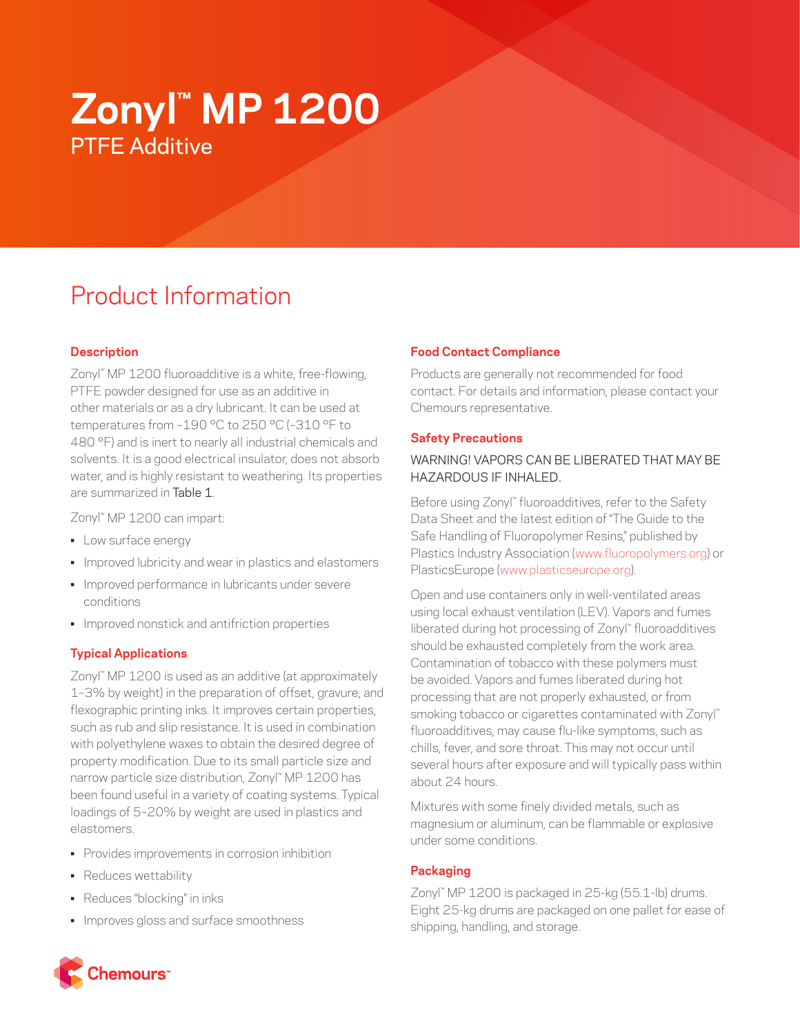# Zonyl™ MP 1200

PTFE Additive

## Product Information

### Description

Zonyl™ MP 1200 fluoroadditive is a white, free-flowing, PTFE powder designed for use as an additive in other materials or as a dry lubricant. It can be used at temperatures from –190 °C to 250 °C (–310 °F to 480 °F) and is inert to nearly all industrial chemicals and solvents. It is a good electrical insulator, does not absorb water, and is highly resistant to weathering. Its properties are summarized in Table 1.

Zonyl™ MP 1200 can impart:

- Low surface energy
- Improved lubricity and wear in plastics and elastomers
- Improved performance in lubricants under severe conditions
- Improved nonstick and antifriction properties

### Typical Applications

Zonyl™ MP 1200 is used as an additive (at approximately 1–3% by weight) in the preparation of offset, gravure, and flexographic printing inks. It improves certain properties, such as rub and slip resistance. It is used in combination with polyethylene waxes to obtain the desired degree of property modification. Due to its small particle size and narrow particle size distribution, Zonyl™ MP 1200 has been found useful in a variety of coating systems. Typical loadings of 5–20% by weight are used in plastics and elastomers.

- Provides improvements in corrosion inhibition
- Reduces wettability
- Reduces "blocking" in inks
- Improves gloss and surface smoothness

### Food Contact Compliance

Products are generally not recommended for food contact. For details and information, please contact your Chemours representative.

### Safety Precautions

WARNING! VAPORS CAN BE LIBERATED THAT MAY BE HAZARDOUS IF INHALED.

Before using Zonyl™ fluoroadditives, refer to the Safety Data Sheet and the latest edition of "The Guide to the Safe Handling of Fluoropolymer Resins," published by Plastics Industry Association (www.fluoropolymers.org) or PlasticsEurope (www.plasticseurope.org).

Open and use containers only in well-ventilated areas using local exhaust ventilation (LEV). Vapors and fumes liberated during hot processing of Zonyl™ fluoroadditives should be exhausted completely from the work area. Contamination of tobacco with these polymers must be avoided. Vapors and fumes liberated during hot processing that are not properly exhausted, or from smoking tobacco or cigarettes contaminated with Zonyl™ fluoroadditives, may cause flu-like symptoms, such as chills, fever, and sore throat. This may not occur until several hours after exposure and will typically pass within about 24 hours.

Mixtures with some finely divided metals, such as magnesium or aluminum, can be flammable or explosive under some conditions.

### Packaging

Zonyl™ MP 1200 is packaged in 25-kg (55.1-lb) drums. Eight 25-kg drums are packaged on one pallet for ease of shipping, handling, and storage.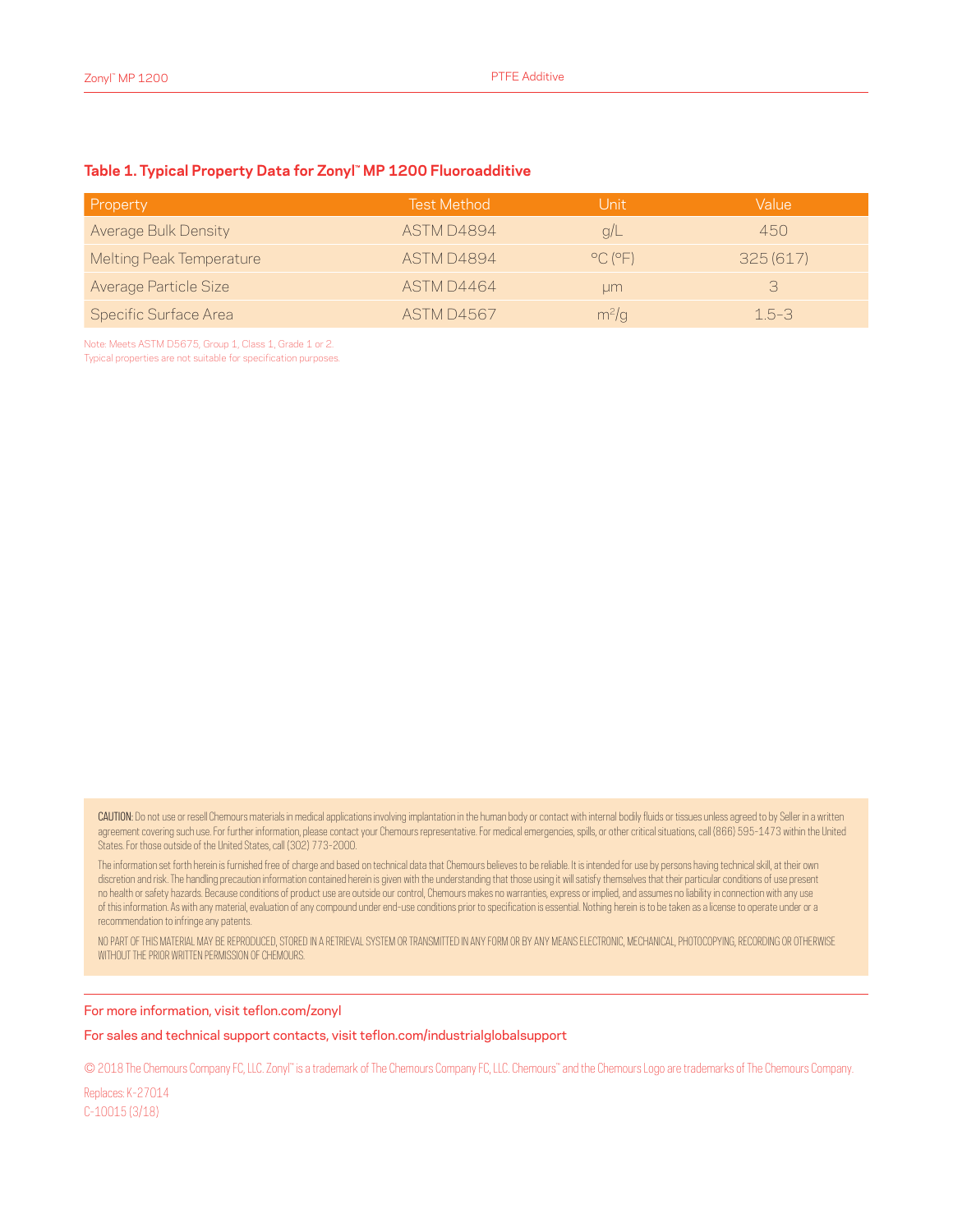### Table 1. Typical Property Data for Zonyl™ MP 1200 Fluoroadditive

| Property | Test Method | Unit | Value |
|---|---|---|---|
| Average Bulk Density | ASTM D4894 | g/L | 450 |
| Melting Peak Temperature | ASTM D4894 | °C (°F) | 325 (617) |
| Average Particle Size | ASTM D4464 | µm | 3 |
| Specific Surface Area | ASTM D4567 | $m^2/g$ | 1.5–3 |

Note: Meets ASTM D5675, Group 1, Class 1, Grade 1 or 2.
Typical properties are not suitable for specification purposes.

**CAUTION:** Do not use or resell Chemours materials in medical applications involving implantation in the human body or contact with internal bodily fluids or tissues unless agreed to by Seller in a written agreement covering such use. For further information, please contact your Chemours representative. For medical emergencies, spills, or other critical situations, call (866) 595-1473 within the United States. For those outside of the United States, call (302) 773-2000.

The information set forth herein is furnished free of charge and based on technical data that Chemours believes to be reliable. It is intended for use by persons having technical skill, at their own discretion and risk. The handling precaution information contained herein is given with the understanding that those using it will satisfy themselves that their particular conditions of use present no health or safety hazards. Because conditions of product use are outside our control, Chemours makes no warranties, express or implied, and assumes no liability in connection with any use of this information. As with any material, evaluation of any compound under end-use conditions prior to specification is essential. Nothing herein is to be taken as a license to operate under or a recommendation to infringe any patents.

NO PART OF THIS MATERIAL MAY BE REPRODUCED, STORED IN A RETRIEVAL SYSTEM OR TRANSMITTED IN ANY FORM OR BY ANY MEANS ELECTRONIC, MECHANICAL, PHOTOCOPYING, RECORDING OR OTHERWISE WITHOUT THE PRIOR WRITTEN PERMISSION OF CHEMOURS.

For more information, visit teflon.com/zonyl

For sales and technical support contacts, visit teflon.com/industrialglobalsupport

© 2018 The Chemours Company FC, LLC. Zonyl™ is a trademark of The Chemours Company FC, LLC. Chemours™ and the Chemours Logo are trademarks of The Chemours Company.

Replaces: K-27014
C-10015 (3/18)